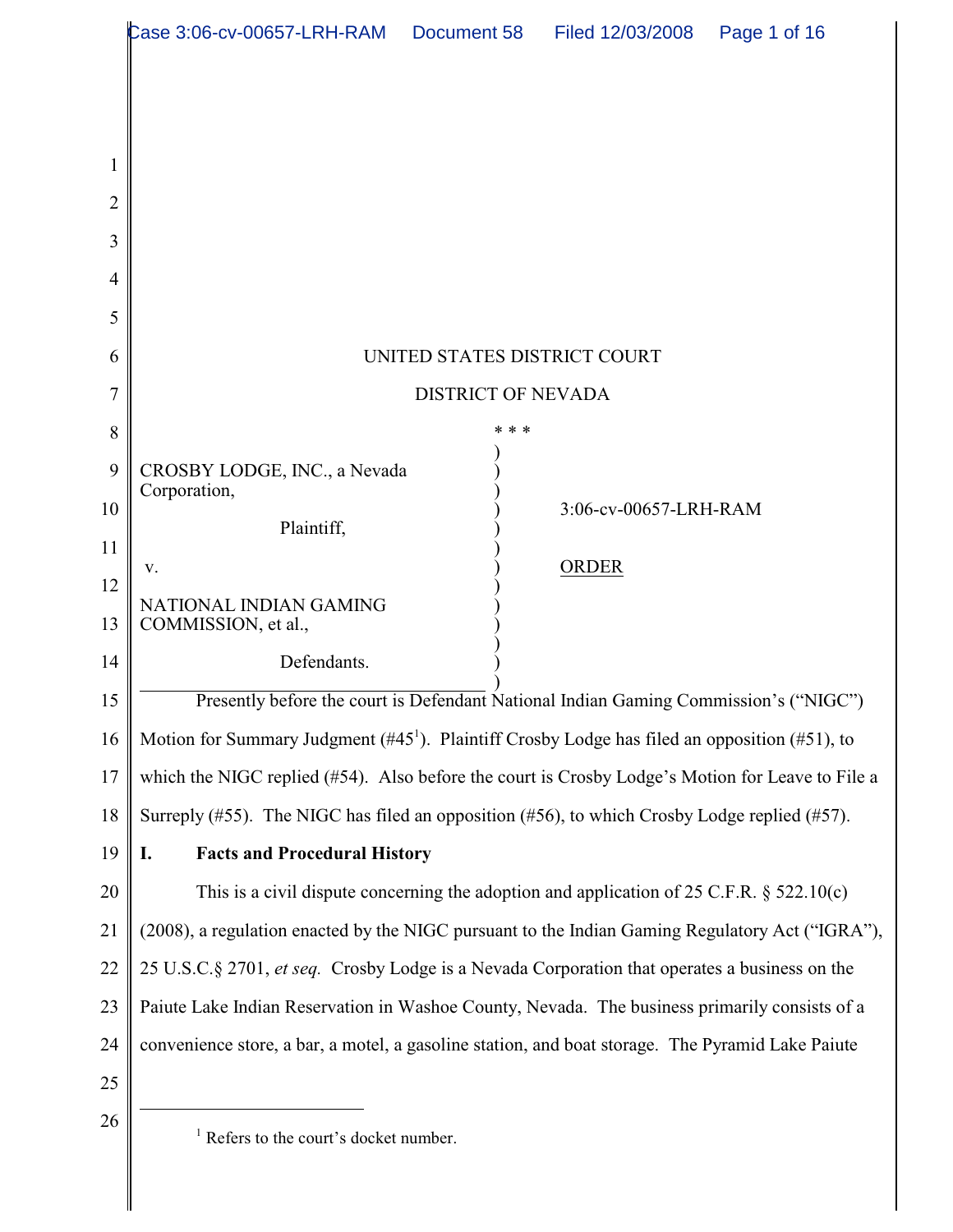UNITED STATES DISTRICT COURT

DISTRICT OF NEVADA

\* \* \*

CROSBY LODGE, INC., a Nevada Corporation,

Plaintiff,

v.

NATIONAL INDIAN GAMING COMMISSION, et al.,

Defendants.

3:06-cv-00657-LRH-RAM

ORDER

Presently before the court is Defendant National Indian Gaming Commission's ("NIGC") Motion for Summary Judgment (#45[1]). Plaintiff Crosby Lodge has filed an opposition (#51), to which the NIGC replied (#54). Also before the court is Crosby Lodge's Motion for Leave to File a Surreply (#55). The NIGC has filed an opposition (#56), to which Crosby Lodge replied (#57).

## I. Facts and Procedural History

This is a civil dispute concerning the adoption and application of 25 C.F.R. § 522.10(c) (2008), a regulation enacted by the NIGC pursuant to the Indian Gaming Regulatory Act ("IGRA"), 25 U.S.C.§ 2701, *et seq.* Crosby Lodge is a Nevada Corporation that operates a business on the Paiute Lake Indian Reservation in Washoe County, Nevada. The business primarily consists of a convenience store, a bar, a motel, a gasoline station, and boat storage. The Pyramid Lake Paiute

[1] Refers to the court's docket number.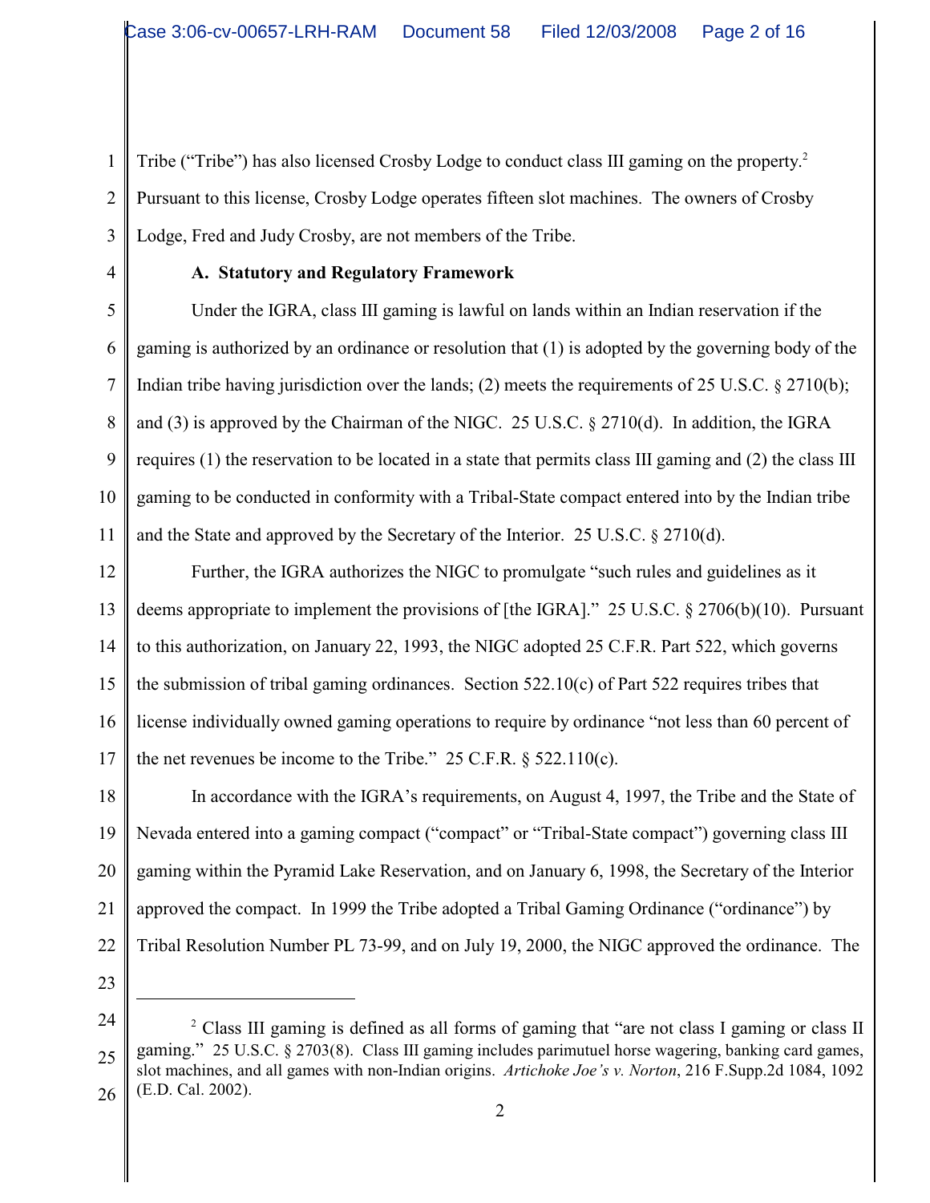Tribe ("Tribe") has also licensed Crosby Lodge to conduct class III gaming on the property.[2] Pursuant to this license, Crosby Lodge operates fifteen slot machines. The owners of Crosby Lodge, Fred and Judy Crosby, are not members of the Tribe.

### A. Statutory and Regulatory Framework

Under the IGRA, class III gaming is lawful on lands within an Indian reservation if the gaming is authorized by an ordinance or resolution that (1) is adopted by the governing body of the Indian tribe having jurisdiction over the lands; (2) meets the requirements of 25 U.S.C. § 2710(b); and (3) is approved by the Chairman of the NIGC. 25 U.S.C. § 2710(d). In addition, the IGRA requires (1) the reservation to be located in a state that permits class III gaming and (2) the class III gaming to be conducted in conformity with a Tribal-State compact entered into by the Indian tribe and the State and approved by the Secretary of the Interior. 25 U.S.C. § 2710(d).

Further, the IGRA authorizes the NIGC to promulgate "such rules and guidelines as it deems appropriate to implement the provisions of [the IGRA]." 25 U.S.C. § 2706(b)(10). Pursuant to this authorization, on January 22, 1993, the NIGC adopted 25 C.F.R. Part 522, which governs the submission of tribal gaming ordinances. Section 522.10(c) of Part 522 requires tribes that license individually owned gaming operations to require by ordinance "not less than 60 percent of the net revenues be income to the Tribe." 25 C.F.R. § 522.110(c).

In accordance with the IGRA's requirements, on August 4, 1997, the Tribe and the State of Nevada entered into a gaming compact ("compact" or "Tribal-State compact") governing class III gaming within the Pyramid Lake Reservation, and on January 6, 1998, the Secretary of the Interior approved the compact. In 1999 the Tribe adopted a Tribal Gaming Ordinance ("ordinance") by Tribal Resolution Number PL 73-99, and on July 19, 2000, the NIGC approved the ordinance. The

---

[2] Class III gaming is defined as all forms of gaming that "are not class I gaming or class II gaming." 25 U.S.C. § 2703(8). Class III gaming includes parimutuel horse wagering, banking card games, slot machines, and all games with non-Indian origins. *Artichoke Joe's v. Norton*, 216 F.Supp.2d 1084, 1092 (E.D. Cal. 2002).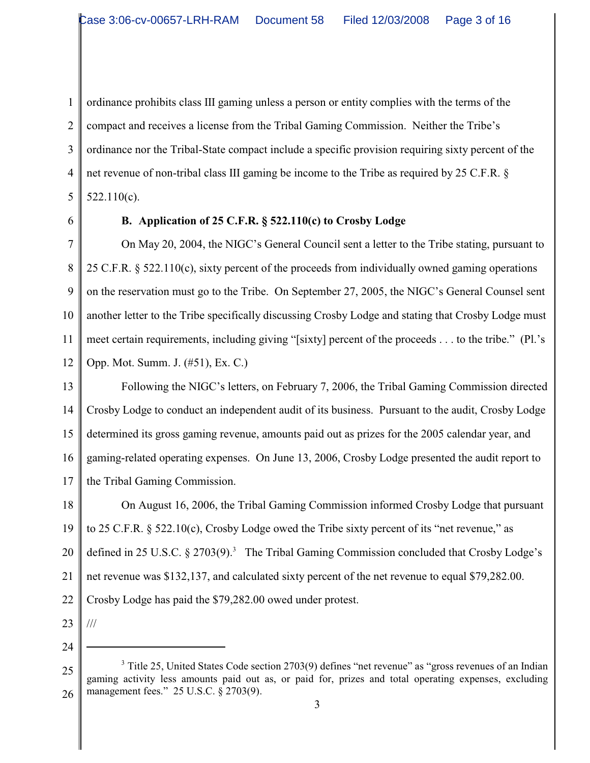ordinance prohibits class III gaming unless a person or entity complies with the terms of the compact and receives a license from the Tribal Gaming Commission. Neither the Tribe's ordinance nor the Tribal-State compact include a specific provision requiring sixty percent of the net revenue of non-tribal class III gaming be income to the Tribe as required by 25 C.F.R. § 522.110(c).

**B. Application of 25 C.F.R. § 522.110(c) to Crosby Lodge**

On May 20, 2004, the NIGC's General Council sent a letter to the Tribe stating, pursuant to 25 C.F.R. § 522.110(c), sixty percent of the proceeds from individually owned gaming operations on the reservation must go to the Tribe. On September 27, 2005, the NIGC's General Counsel sent another letter to the Tribe specifically discussing Crosby Lodge and stating that Crosby Lodge must meet certain requirements, including giving "[sixty] percent of the proceeds . . . to the tribe." (Pl.'s Opp. Mot. Summ. J. (#51), Ex. C.)

Following the NIGC's letters, on February 7, 2006, the Tribal Gaming Commission directed Crosby Lodge to conduct an independent audit of its business. Pursuant to the audit, Crosby Lodge determined its gross gaming revenue, amounts paid out as prizes for the 2005 calendar year, and gaming-related operating expenses. On June 13, 2006, Crosby Lodge presented the audit report to the Tribal Gaming Commission.

On August 16, 2006, the Tribal Gaming Commission informed Crosby Lodge that pursuant to 25 C.F.R. § 522.10(c), Crosby Lodge owed the Tribe sixty percent of its "net revenue," as defined in 25 U.S.C. § 2703(9).[3] The Tribal Gaming Commission concluded that Crosby Lodge's net revenue was $132,137, and calculated sixty percent of the net revenue to equal $79,282.00. Crosby Lodge has paid the $79,282.00 owed under protest.

///

---

[3] Title 25, United States Code section 2703(9) defines "net revenue" as "gross revenues of an Indian gaming activity less amounts paid out as, or paid for, prizes and total operating expenses, excluding management fees." 25 U.S.C. § 2703(9).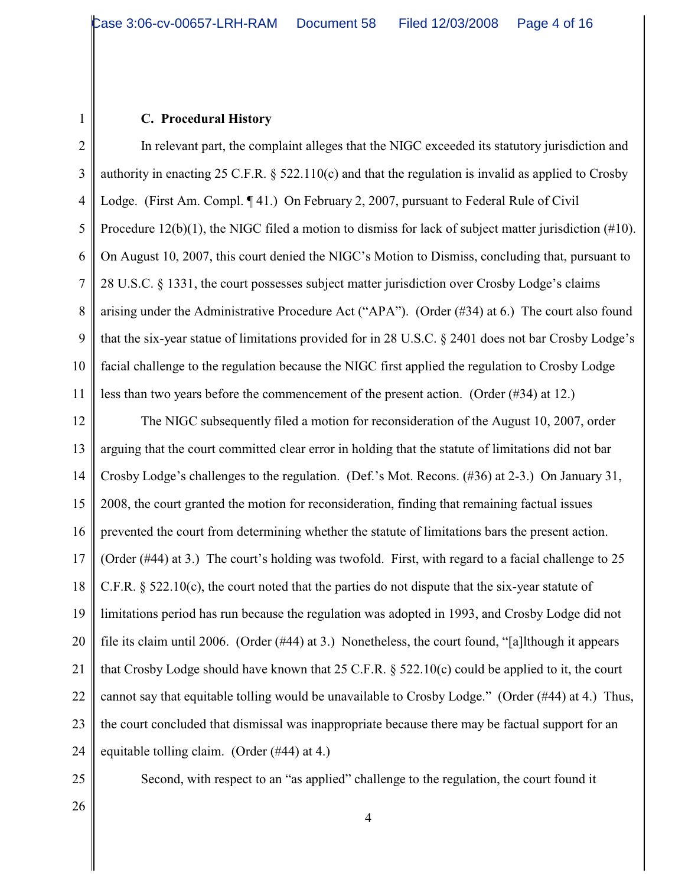### C. Procedural History

In relevant part, the complaint alleges that the NIGC exceeded its statutory jurisdiction and authority in enacting 25 C.F.R. § 522.110(c) and that the regulation is invalid as applied to Crosby Lodge. (First Am. Compl. ¶ 41.) On February 2, 2007, pursuant to Federal Rule of Civil Procedure 12(b)(1), the NIGC filed a motion to dismiss for lack of subject matter jurisdiction (#10). On August 10, 2007, this court denied the NIGC's Motion to Dismiss, concluding that, pursuant to 28 U.S.C. § 1331, the court possesses subject matter jurisdiction over Crosby Lodge's claims arising under the Administrative Procedure Act ("APA"). (Order (#34) at 6.) The court also found that the six-year statue of limitations provided for in 28 U.S.C. § 2401 does not bar Crosby Lodge's facial challenge to the regulation because the NIGC first applied the regulation to Crosby Lodge less than two years before the commencement of the present action. (Order (#34) at 12.)

The NIGC subsequently filed a motion for reconsideration of the August 10, 2007, order arguing that the court committed clear error in holding that the statute of limitations did not bar Crosby Lodge's challenges to the regulation. (Def.'s Mot. Recons. (#36) at 2-3.) On January 31, 2008, the court granted the motion for reconsideration, finding that remaining factual issues prevented the court from determining whether the statute of limitations bars the present action. (Order (#44) at 3.) The court's holding was twofold. First, with regard to a facial challenge to 25 C.F.R. § 522.10(c), the court noted that the parties do not dispute that the six-year statute of limitations period has run because the regulation was adopted in 1993, and Crosby Lodge did not file its claim until 2006. (Order (#44) at 3.) Nonetheless, the court found, "[a]lthough it appears that Crosby Lodge should have known that 25 C.F.R. § 522.10(c) could be applied to it, the court cannot say that equitable tolling would be unavailable to Crosby Lodge." (Order (#44) at 4.) Thus, the court concluded that dismissal was inappropriate because there may be factual support for an equitable tolling claim. (Order (#44) at 4.)

Second, with respect to an "as applied" challenge to the regulation, the court found it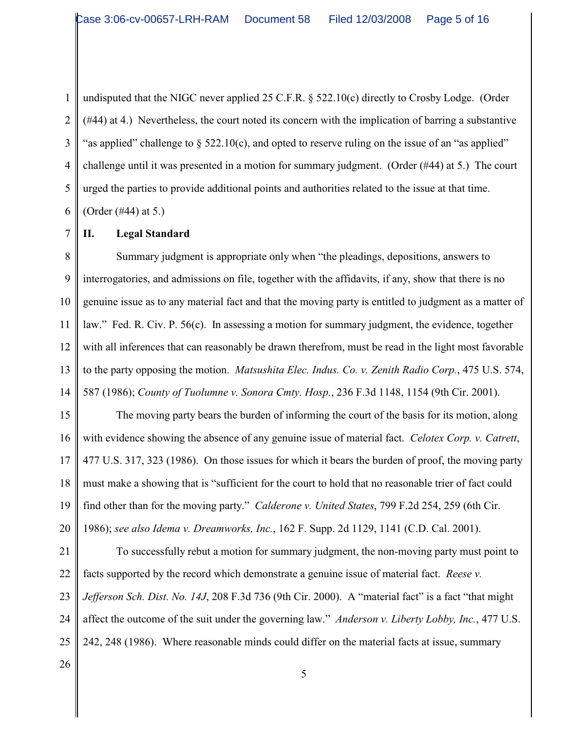undisputed that the NIGC never applied 25 C.F.R. § 522.10(c) directly to Crosby Lodge. (Order (#44) at 4.) Nevertheless, the court noted its concern with the implication of barring a substantive "as applied" challenge to § 522.10(c), and opted to reserve ruling on the issue of an "as applied" challenge until it was presented in a motion for summary judgment. (Order (#44) at 5.) The court urged the parties to provide additional points and authorities related to the issue at that time. (Order (#44) at 5.)

## II. Legal Standard

Summary judgment is appropriate only when "the pleadings, depositions, answers to interrogatories, and admissions on file, together with the affidavits, if any, show that there is no genuine issue as to any material fact and that the moving party is entitled to judgment as a matter of law." Fed. R. Civ. P. 56(c). In assessing a motion for summary judgment, the evidence, together with all inferences that can reasonably be drawn therefrom, must be read in the light most favorable to the party opposing the motion. *Matsushita Elec. Indus. Co. v. Zenith Radio Corp.*, 475 U.S. 574, 587 (1986); *County of Tuolumne v. Sonora Cmty. Hosp.*, 236 F.3d 1148, 1154 (9th Cir. 2001).

The moving party bears the burden of informing the court of the basis for its motion, along with evidence showing the absence of any genuine issue of material fact. *Celotex Corp. v. Catrett*, 477 U.S. 317, 323 (1986). On those issues for which it bears the burden of proof, the moving party must make a showing that is "sufficient for the court to hold that no reasonable trier of fact could find other than for the moving party." *Calderone v. United States*, 799 F.2d 254, 259 (6th Cir. 1986); *see also Idema v. Dreamworks, Inc.*, 162 F. Supp. 2d 1129, 1141 (C.D. Cal. 2001).

To successfully rebut a motion for summary judgment, the non-moving party must point to facts supported by the record which demonstrate a genuine issue of material fact. *Reese v. Jefferson Sch. Dist. No. 14J*, 208 F.3d 736 (9th Cir. 2000). A "material fact" is a fact "that might affect the outcome of the suit under the governing law." *Anderson v. Liberty Lobby, Inc.*, 477 U.S. 242, 248 (1986). Where reasonable minds could differ on the material facts at issue, summary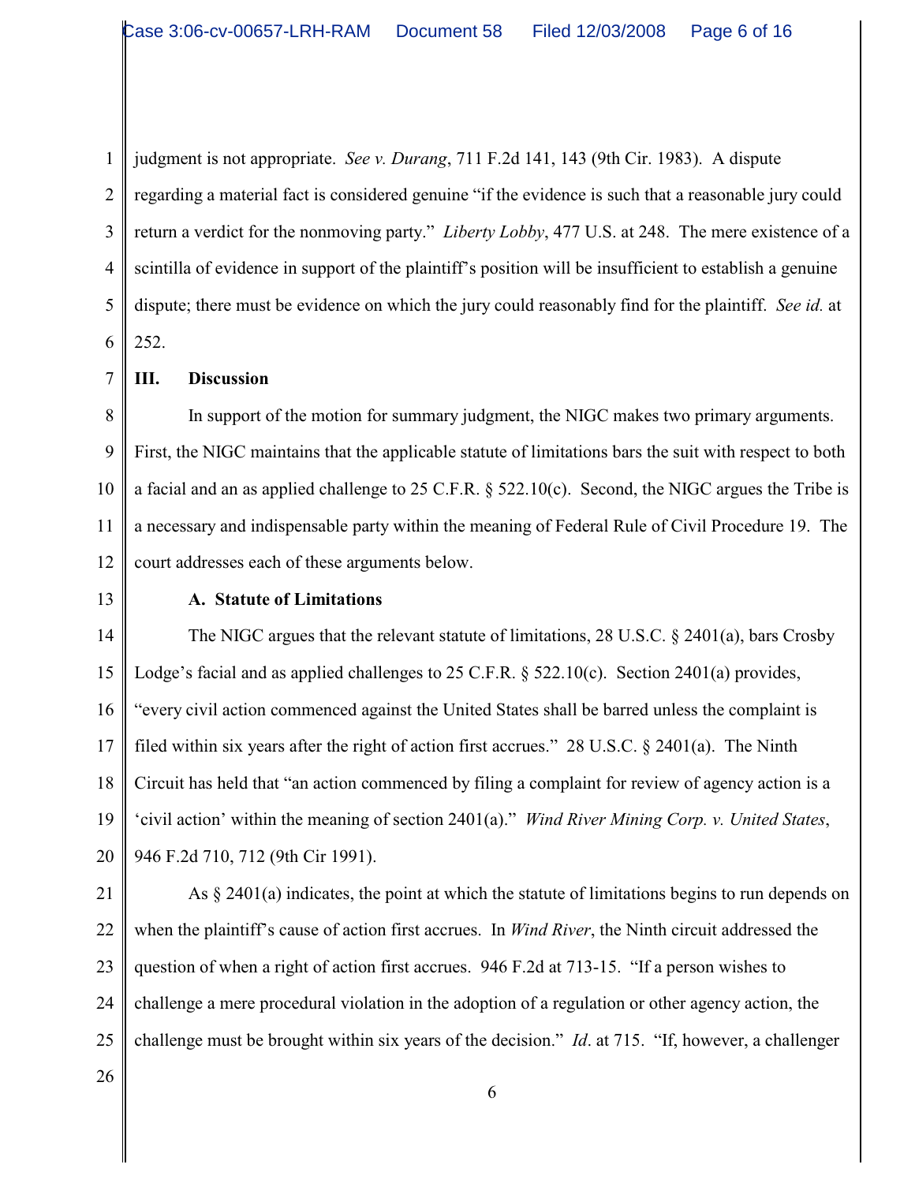judgment is not appropriate. *See v. Durang*, 711 F.2d 141, 143 (9th Cir. 1983). A dispute regarding a material fact is considered genuine "if the evidence is such that a reasonable jury could return a verdict for the nonmoving party." *Liberty Lobby*, 477 U.S. at 248. The mere existence of a scintilla of evidence in support of the plaintiff's position will be insufficient to establish a genuine dispute; there must be evidence on which the jury could reasonably find for the plaintiff. *See id.* at 252.

## III. Discussion

In support of the motion for summary judgment, the NIGC makes two primary arguments. First, the NIGC maintains that the applicable statute of limitations bars the suit with respect to both a facial and an as applied challenge to 25 C.F.R. § 522.10(c). Second, the NIGC argues the Tribe is a necessary and indispensable party within the meaning of Federal Rule of Civil Procedure 19. The court addresses each of these arguments below.

### A. Statute of Limitations

The NIGC argues that the relevant statute of limitations, 28 U.S.C. § 2401(a), bars Crosby Lodge's facial and as applied challenges to 25 C.F.R. § 522.10(c). Section 2401(a) provides, "every civil action commenced against the United States shall be barred unless the complaint is filed within six years after the right of action first accrues." 28 U.S.C. § 2401(a). The Ninth Circuit has held that "an action commenced by filing a complaint for review of agency action is a 'civil action' within the meaning of section 2401(a)." *Wind River Mining Corp. v. United States*, 946 F.2d 710, 712 (9th Cir 1991).

As § 2401(a) indicates, the point at which the statute of limitations begins to run depends on when the plaintiff's cause of action first accrues. In *Wind River*, the Ninth circuit addressed the question of when a right of action first accrues. 946 F.2d at 713-15. "If a person wishes to challenge a mere procedural violation in the adoption of a regulation or other agency action, the challenge must be brought within six years of the decision." *Id*. at 715. "If, however, a challenger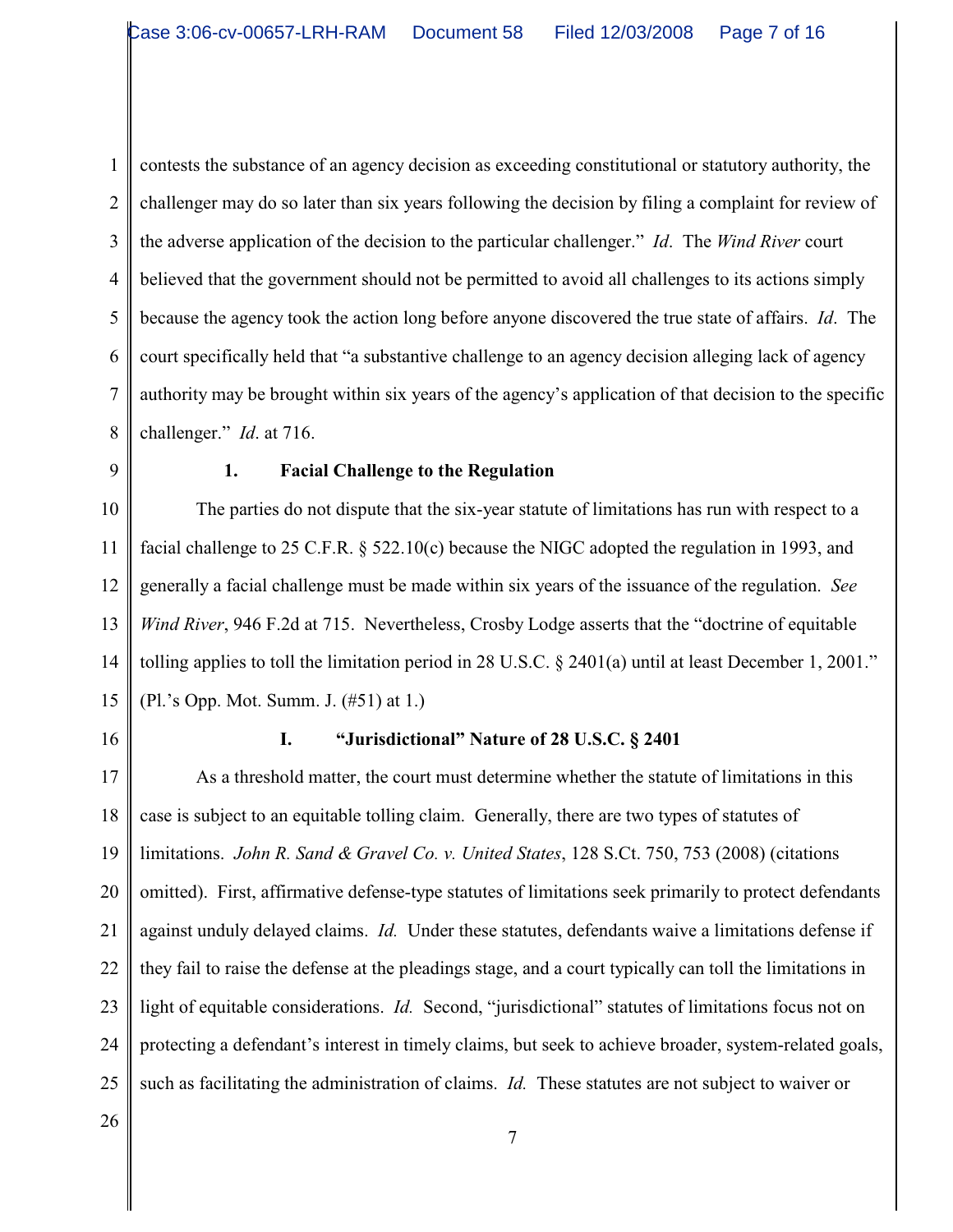contests the substance of an agency decision as exceeding constitutional or statutory authority, the challenger may do so later than six years following the decision by filing a complaint for review of the adverse application of the decision to the particular challenger." *Id*. The *Wind River* court believed that the government should not be permitted to avoid all challenges to its actions simply because the agency took the action long before anyone discovered the true state of affairs. *Id*. The court specifically held that "a substantive challenge to an agency decision alleging lack of agency authority may be brought within six years of the agency's application of that decision to the specific challenger." *Id*. at 716.

### 1. Facial Challenge to the Regulation

The parties do not dispute that the six-year statute of limitations has run with respect to a facial challenge to 25 C.F.R. § 522.10(c) because the NIGC adopted the regulation in 1993, and generally a facial challenge must be made within six years of the issuance of the regulation. *See Wind River*, 946 F.2d at 715. Nevertheless, Crosby Lodge asserts that the "doctrine of equitable tolling applies to toll the limitation period in 28 U.S.C. § 2401(a) until at least December 1, 2001." (Pl.'s Opp. Mot. Summ. J. (#51) at 1.)

### I. "Jurisdictional" Nature of 28 U.S.C. § 2401

As a threshold matter, the court must determine whether the statute of limitations in this case is subject to an equitable tolling claim. Generally, there are two types of statutes of limitations. *John R. Sand & Gravel Co. v. United States*, 128 S.Ct. 750, 753 (2008) (citations omitted). First, affirmative defense-type statutes of limitations seek primarily to protect defendants against unduly delayed claims. *Id.* Under these statutes, defendants waive a limitations defense if they fail to raise the defense at the pleadings stage, and a court typically can toll the limitations in light of equitable considerations. *Id.* Second, "jurisdictional" statutes of limitations focus not on protecting a defendant's interest in timely claims, but seek to achieve broader, system-related goals, such as facilitating the administration of claims. *Id.* These statutes are not subject to waiver or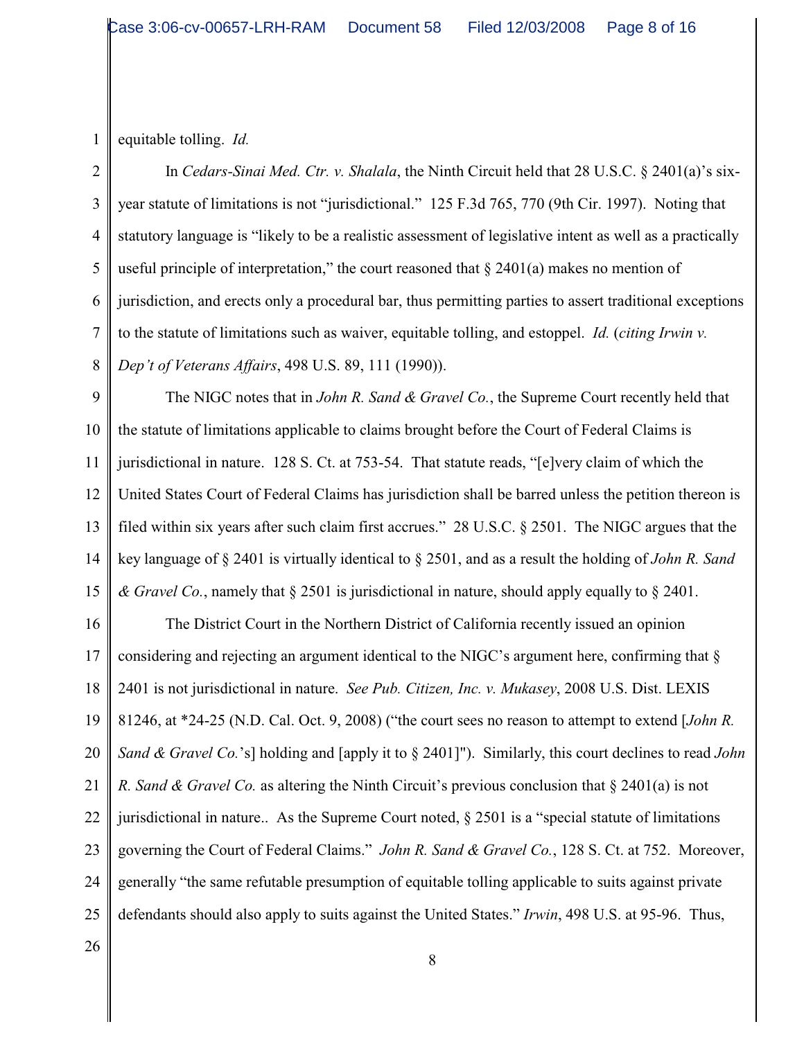equitable tolling. *Id.*

In *Cedars-Sinai Med. Ctr. v. Shalala*, the Ninth Circuit held that 28 U.S.C. § 2401(a)'s six-year statute of limitations is not "jurisdictional." 125 F.3d 765, 770 (9th Cir. 1997). Noting that statutory language is "likely to be a realistic assessment of legislative intent as well as a practically useful principle of interpretation," the court reasoned that § 2401(a) makes no mention of jurisdiction, and erects only a procedural bar, thus permitting parties to assert traditional exceptions to the statute of limitations such as waiver, equitable tolling, and estoppel. *Id.* (*citing Irwin v. Dep't of Veterans Affairs*, 498 U.S. 89, 111 (1990)).

The NIGC notes that in *John R. Sand & Gravel Co.*, the Supreme Court recently held that the statute of limitations applicable to claims brought before the Court of Federal Claims is jurisdictional in nature. 128 S. Ct. at 753-54. That statute reads, "[e]very claim of which the United States Court of Federal Claims has jurisdiction shall be barred unless the petition thereon is filed within six years after such claim first accrues." 28 U.S.C. § 2501. The NIGC argues that the key language of § 2401 is virtually identical to § 2501, and as a result the holding of *John R. Sand & Gravel Co.*, namely that § 2501 is jurisdictional in nature, should apply equally to § 2401.

The District Court in the Northern District of California recently issued an opinion considering and rejecting an argument identical to the NIGC's argument here, confirming that § 2401 is not jurisdictional in nature. *See Pub. Citizen, Inc. v. Mukasey*, 2008 U.S. Dist. LEXIS 81246, at *24-25 (N.D. Cal. Oct. 9, 2008) ("the court sees no reason to attempt to extend [*John R. Sand & Gravel Co.*'s] holding and [apply it to § 2401]"). Similarly, this court declines to read *John R. Sand & Gravel Co.* as altering the Ninth Circuit's previous conclusion that § 2401(a) is not jurisdictional in nature.. As the Supreme Court noted, § 2501 is a "special statute of limitations governing the Court of Federal Claims." *John R. Sand & Gravel Co.*, 128 S. Ct. at 752. Moreover, generally "the same refutable presumption of equitable tolling applicable to suits against private defendants should also apply to suits against the United States." *Irwin*, 498 U.S. at 95-96. Thus,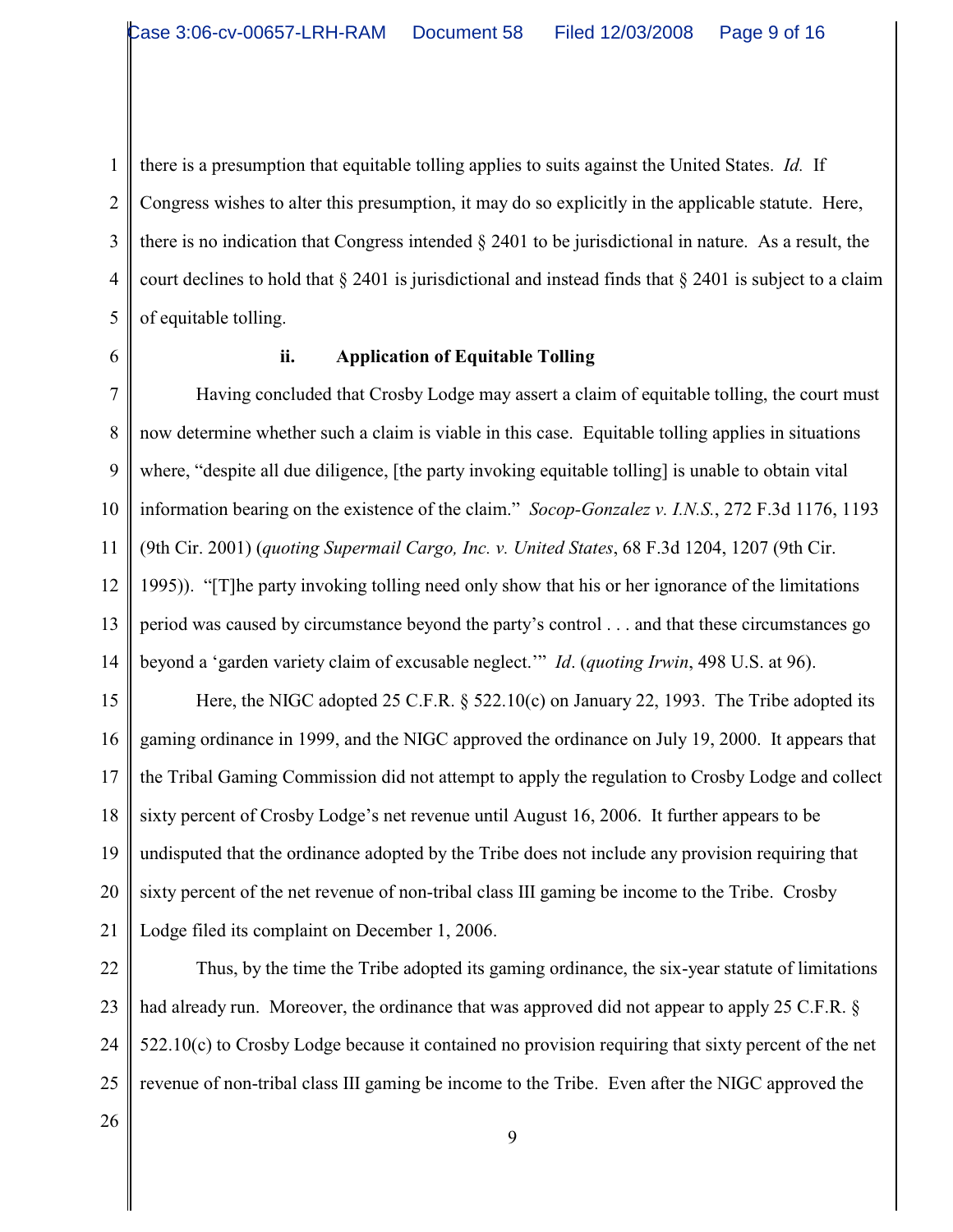there is a presumption that equitable tolling applies to suits against the United States. *Id.* If Congress wishes to alter this presumption, it may do so explicitly in the applicable statute. Here, there is no indication that Congress intended § 2401 to be jurisdictional in nature. As a result, the court declines to hold that § 2401 is jurisdictional and instead finds that § 2401 is subject to a claim of equitable tolling.

**ii. Application of Equitable Tolling**

Having concluded that Crosby Lodge may assert a claim of equitable tolling, the court must now determine whether such a claim is viable in this case. Equitable tolling applies in situations where, "despite all due diligence, [the party invoking equitable tolling] is unable to obtain vital information bearing on the existence of the claim." *Socop-Gonzalez v. I.N.S.*, 272 F.3d 1176, 1193 (9th Cir. 2001) (*quoting Supermail Cargo, Inc. v. United States*, 68 F.3d 1204, 1207 (9th Cir. 1995)). "[T]he party invoking tolling need only show that his or her ignorance of the limitations period was caused by circumstance beyond the party's control . . . and that these circumstances go beyond a 'garden variety claim of excusable neglect.'" *Id*. (*quoting Irwin*, 498 U.S. at 96).

Here, the NIGC adopted 25 C.F.R. § 522.10(c) on January 22, 1993. The Tribe adopted its gaming ordinance in 1999, and the NIGC approved the ordinance on July 19, 2000. It appears that the Tribal Gaming Commission did not attempt to apply the regulation to Crosby Lodge and collect sixty percent of Crosby Lodge's net revenue until August 16, 2006. It further appears to be undisputed that the ordinance adopted by the Tribe does not include any provision requiring that sixty percent of the net revenue of non-tribal class III gaming be income to the Tribe. Crosby Lodge filed its complaint on December 1, 2006.

Thus, by the time the Tribe adopted its gaming ordinance, the six-year statute of limitations had already run. Moreover, the ordinance that was approved did not appear to apply 25 C.F.R. § 522.10(c) to Crosby Lodge because it contained no provision requiring that sixty percent of the net revenue of non-tribal class III gaming be income to the Tribe. Even after the NIGC approved the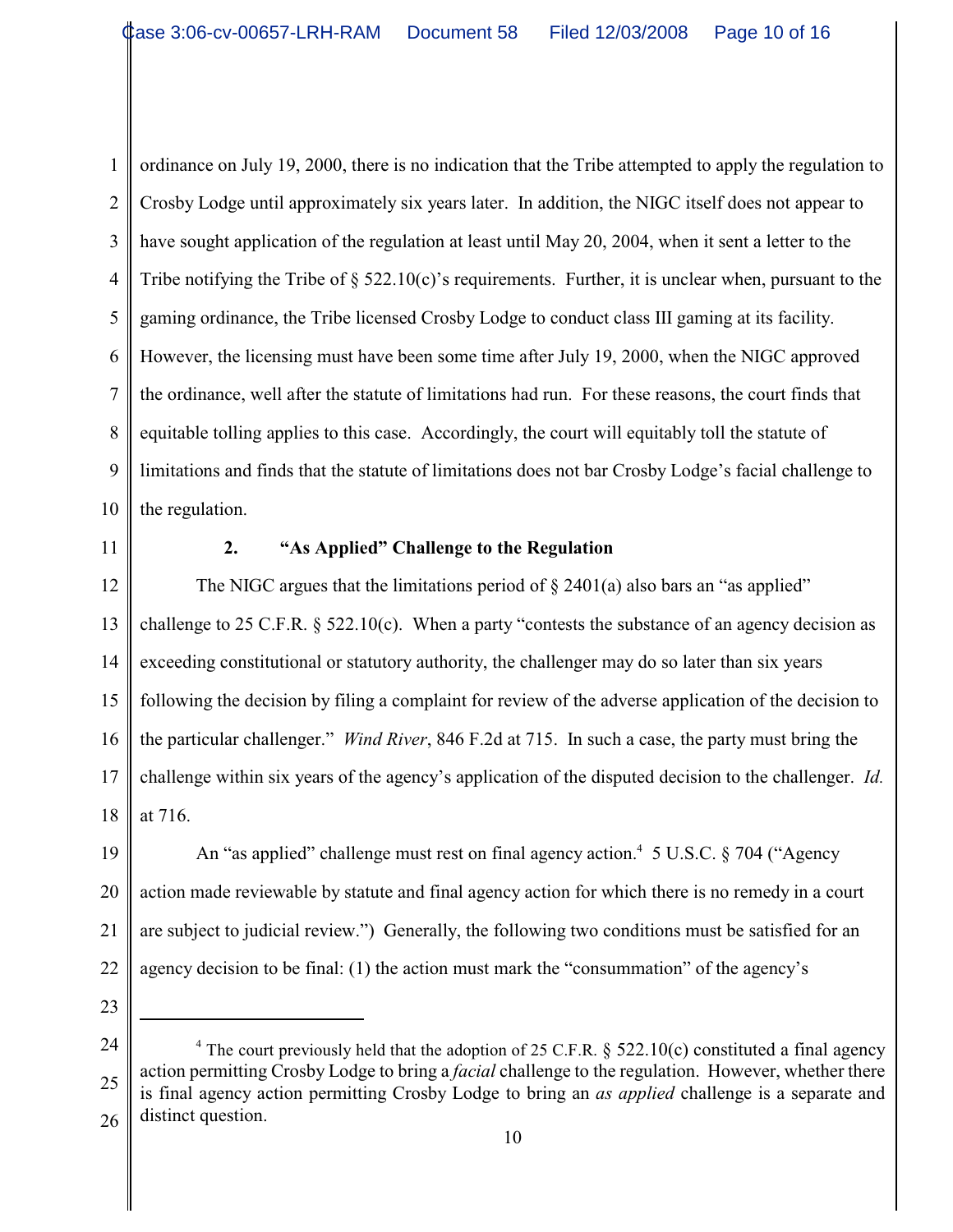ordinance on July 19, 2000, there is no indication that the Tribe attempted to apply the regulation to Crosby Lodge until approximately six years later. In addition, the NIGC itself does not appear to have sought application of the regulation at least until May 20, 2004, when it sent a letter to the Tribe notifying the Tribe of § 522.10(c)'s requirements. Further, it is unclear when, pursuant to the gaming ordinance, the Tribe licensed Crosby Lodge to conduct class III gaming at its facility. However, the licensing must have been some time after July 19, 2000, when the NIGC approved the ordinance, well after the statute of limitations had run. For these reasons, the court finds that equitable tolling applies to this case. Accordingly, the court will equitably toll the statute of limitations and finds that the statute of limitations does not bar Crosby Lodge's facial challenge to the regulation.

### 2. "As Applied" Challenge to the Regulation

The NIGC argues that the limitations period of § 2401(a) also bars an "as applied" challenge to 25 C.F.R. § 522.10(c). When a party "contests the substance of an agency decision as exceeding constitutional or statutory authority, the challenger may do so later than six years following the decision by filing a complaint for review of the adverse application of the decision to the particular challenger." *Wind River*, 846 F.2d at 715. In such a case, the party must bring the challenge within six years of the agency's application of the disputed decision to the challenger. *Id.* at 716.

An "as applied" challenge must rest on final agency action.[4] 5 U.S.C. § 704 ("Agency action made reviewable by statute and final agency action for which there is no remedy in a court are subject to judicial review.") Generally, the following two conditions must be satisfied for an agency decision to be final: (1) the action must mark the "consummation" of the agency's

---

[4] The court previously held that the adoption of 25 C.F.R. § 522.10(c) constituted a final agency action permitting Crosby Lodge to bring a *facial* challenge to the regulation. However, whether there is final agency action permitting Crosby Lodge to bring an *as applied* challenge is a separate and distinct question.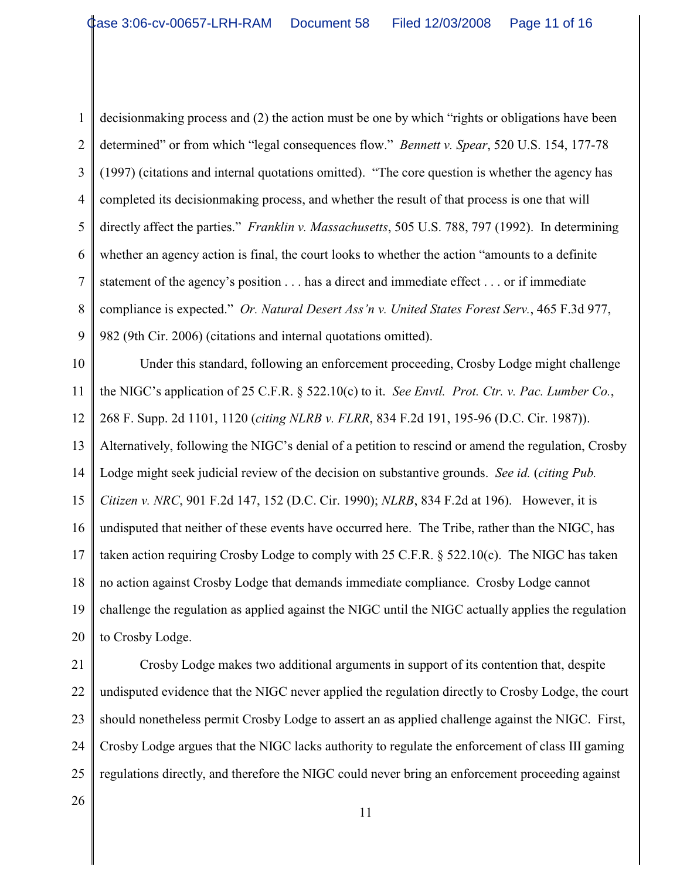decisionmaking process and (2) the action must be one by which "rights or obligations have been determined" or from which "legal consequences flow." *Bennett v. Spear*, 520 U.S. 154, 177-78 (1997) (citations and internal quotations omitted). "The core question is whether the agency has completed its decisionmaking process, and whether the result of that process is one that will directly affect the parties." *Franklin v. Massachusetts*, 505 U.S. 788, 797 (1992). In determining whether an agency action is final, the court looks to whether the action "amounts to a definite statement of the agency's position . . . has a direct and immediate effect . . . or if immediate compliance is expected." *Or. Natural Desert Ass'n v. United States Forest Serv.*, 465 F.3d 977, 982 (9th Cir. 2006) (citations and internal quotations omitted).

Under this standard, following an enforcement proceeding, Crosby Lodge might challenge the NIGC's application of 25 C.F.R. § 522.10(c) to it. *See Envtl. Prot. Ctr. v. Pac. Lumber Co.*, 268 F. Supp. 2d 1101, 1120 (*citing NLRB v. FLRR*, 834 F.2d 191, 195-96 (D.C. Cir. 1987)). Alternatively, following the NIGC's denial of a petition to rescind or amend the regulation, Crosby Lodge might seek judicial review of the decision on substantive grounds. *See id.* (*citing Pub. Citizen v. NRC*, 901 F.2d 147, 152 (D.C. Cir. 1990); *NLRB*, 834 F.2d at 196). However, it is undisputed that neither of these events have occurred here. The Tribe, rather than the NIGC, has taken action requiring Crosby Lodge to comply with 25 C.F.R. § 522.10(c). The NIGC has taken no action against Crosby Lodge that demands immediate compliance. Crosby Lodge cannot challenge the regulation as applied against the NIGC until the NIGC actually applies the regulation to Crosby Lodge.

Crosby Lodge makes two additional arguments in support of its contention that, despite undisputed evidence that the NIGC never applied the regulation directly to Crosby Lodge, the court should nonetheless permit Crosby Lodge to assert an as applied challenge against the NIGC. First, Crosby Lodge argues that the NIGC lacks authority to regulate the enforcement of class III gaming regulations directly, and therefore the NIGC could never bring an enforcement proceeding against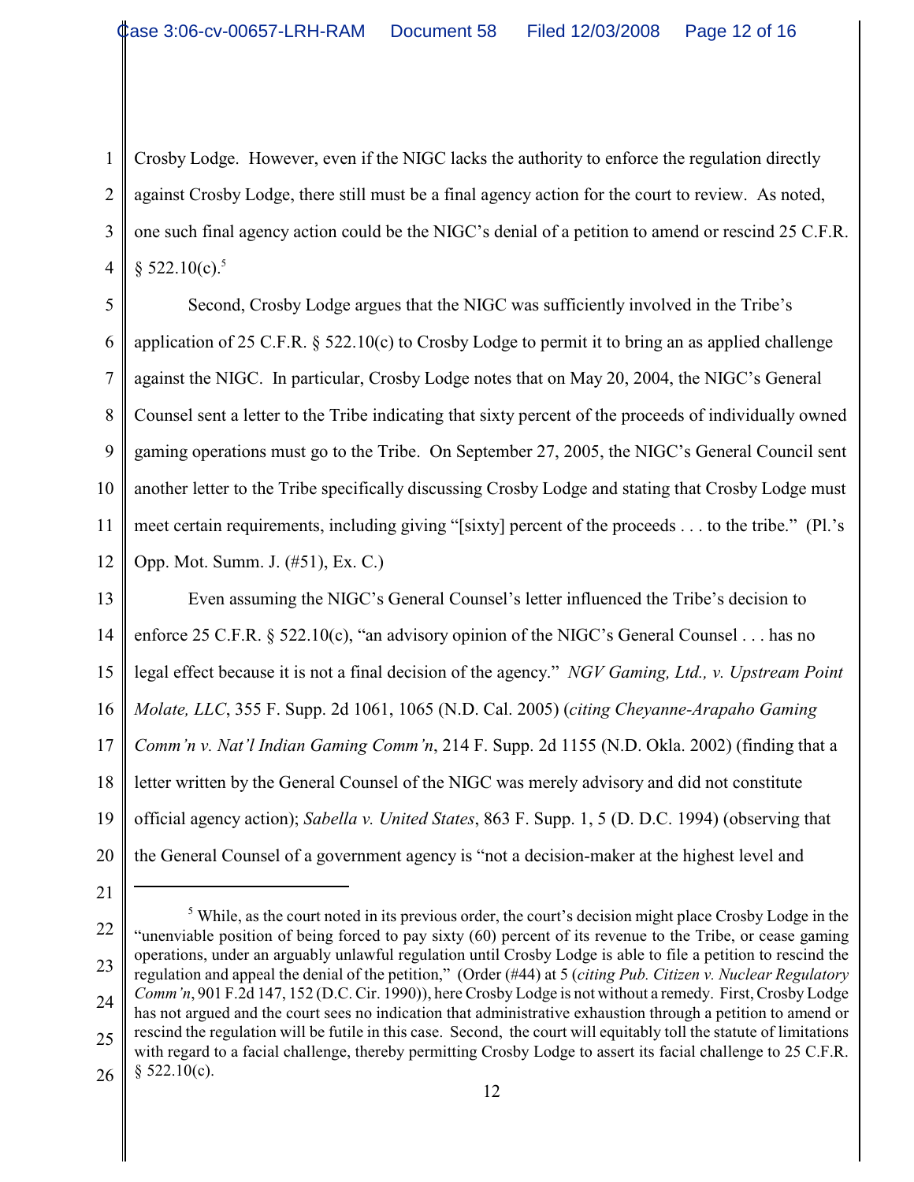Crosby Lodge. However, even if the NIGC lacks the authority to enforce the regulation directly against Crosby Lodge, there still must be a final agency action for the court to review. As noted, one such final agency action could be the NIGC's denial of a petition to amend or rescind 25 C.F.R. § 522.10(c).[5]

Second, Crosby Lodge argues that the NIGC was sufficiently involved in the Tribe's application of 25 C.F.R. § 522.10(c) to Crosby Lodge to permit it to bring an as applied challenge against the NIGC. In particular, Crosby Lodge notes that on May 20, 2004, the NIGC's General Counsel sent a letter to the Tribe indicating that sixty percent of the proceeds of individually owned gaming operations must go to the Tribe. On September 27, 2005, the NIGC's General Council sent another letter to the Tribe specifically discussing Crosby Lodge and stating that Crosby Lodge must meet certain requirements, including giving "[sixty] percent of the proceeds . . . to the tribe." (Pl.'s Opp. Mot. Summ. J. (#51), Ex. C.)

Even assuming the NIGC's General Counsel's letter influenced the Tribe's decision to enforce 25 C.F.R. § 522.10(c), "an advisory opinion of the NIGC's General Counsel . . . has no legal effect because it is not a final decision of the agency." *NGV Gaming, Ltd., v. Upstream Point Molate, LLC*, 355 F. Supp. 2d 1061, 1065 (N.D. Cal. 2005) (*citing Cheyanne-Arapaho Gaming Comm'n v. Nat'l Indian Gaming Comm'n*, 214 F. Supp. 2d 1155 (N.D. Okla. 2002) (finding that a letter written by the General Counsel of the NIGC was merely advisory and did not constitute official agency action); *Sabella v. United States*, 863 F. Supp. 1, 5 (D. D.C. 1994) (observing that the General Counsel of a government agency is "not a decision-maker at the highest level and

---

[5] While, as the court noted in its previous order, the court's decision might place Crosby Lodge in the "unenviable position of being forced to pay sixty (60) percent of its revenue to the Tribe, or cease gaming operations, under an arguably unlawful regulation until Crosby Lodge is able to file a petition to rescind the regulation and appeal the denial of the petition," (Order (#44) at 5 (*citing Pub. Citizen v. Nuclear Regulatory Comm'n*, 901 F.2d 147, 152 (D.C. Cir. 1990)), here Crosby Lodge is not without a remedy. First, Crosby Lodge has not argued and the court sees no indication that administrative exhaustion through a petition to amend or rescind the regulation will be futile in this case. Second, the court will equitably toll the statute of limitations with regard to a facial challenge, thereby permitting Crosby Lodge to assert its facial challenge to 25 C.F.R. § 522.10(c).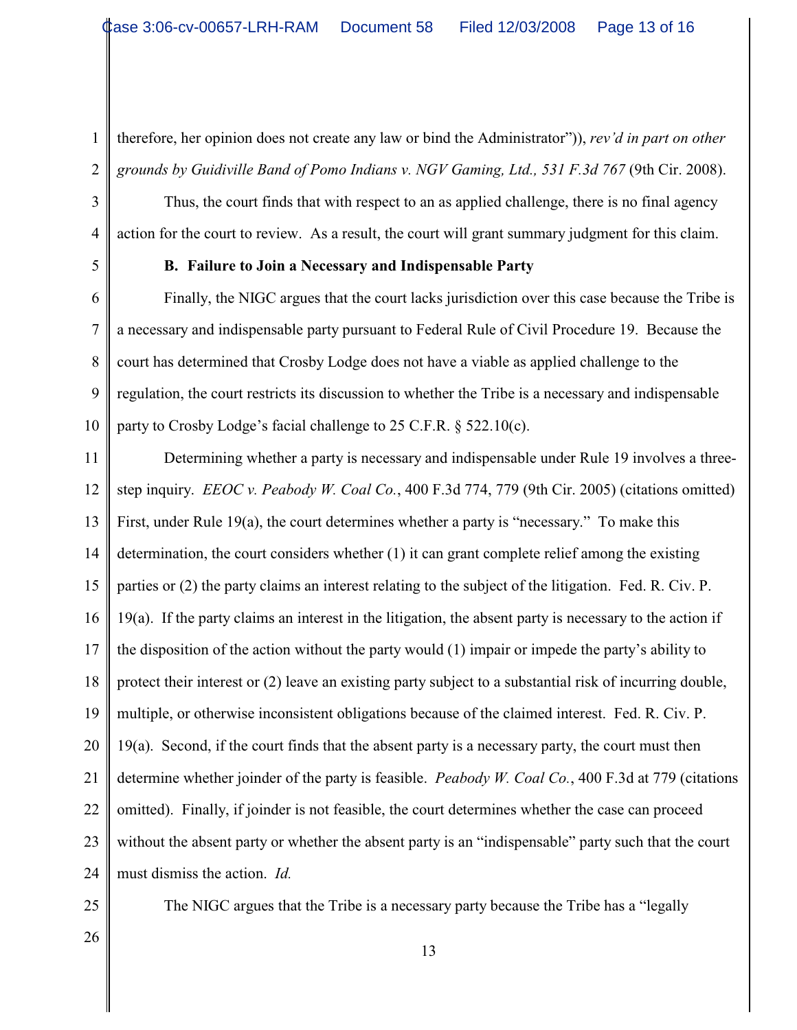therefore, her opinion does not create any law or bind the Administrator")), *rev'd in part on other grounds by Guidiville Band of Pomo Indians v. NGV Gaming, Ltd., 531 F.3d 767* (9th Cir. 2008).

Thus, the court finds that with respect to an as applied challenge, there is no final agency action for the court to review. As a result, the court will grant summary judgment for this claim.

**B. Failure to Join a Necessary and Indispensable Party**

Finally, the NIGC argues that the court lacks jurisdiction over this case because the Tribe is a necessary and indispensable party pursuant to Federal Rule of Civil Procedure 19. Because the court has determined that Crosby Lodge does not have a viable as applied challenge to the regulation, the court restricts its discussion to whether the Tribe is a necessary and indispensable party to Crosby Lodge's facial challenge to 25 C.F.R. § 522.10(c).

Determining whether a party is necessary and indispensable under Rule 19 involves a three-step inquiry. *EEOC v. Peabody W. Coal Co.*, 400 F.3d 774, 779 (9th Cir. 2005) (citations omitted) First, under Rule 19(a), the court determines whether a party is "necessary." To make this determination, the court considers whether (1) it can grant complete relief among the existing parties or (2) the party claims an interest relating to the subject of the litigation. Fed. R. Civ. P. 19(a). If the party claims an interest in the litigation, the absent party is necessary to the action if the disposition of the action without the party would (1) impair or impede the party's ability to protect their interest or (2) leave an existing party subject to a substantial risk of incurring double, multiple, or otherwise inconsistent obligations because of the claimed interest. Fed. R. Civ. P. 19(a). Second, if the court finds that the absent party is a necessary party, the court must then determine whether joinder of the party is feasible. *Peabody W. Coal Co.*, 400 F.3d at 779 (citations omitted). Finally, if joinder is not feasible, the court determines whether the case can proceed without the absent party or whether the absent party is an "indispensable" party such that the court must dismiss the action. *Id.*

The NIGC argues that the Tribe is a necessary party because the Tribe has a "legally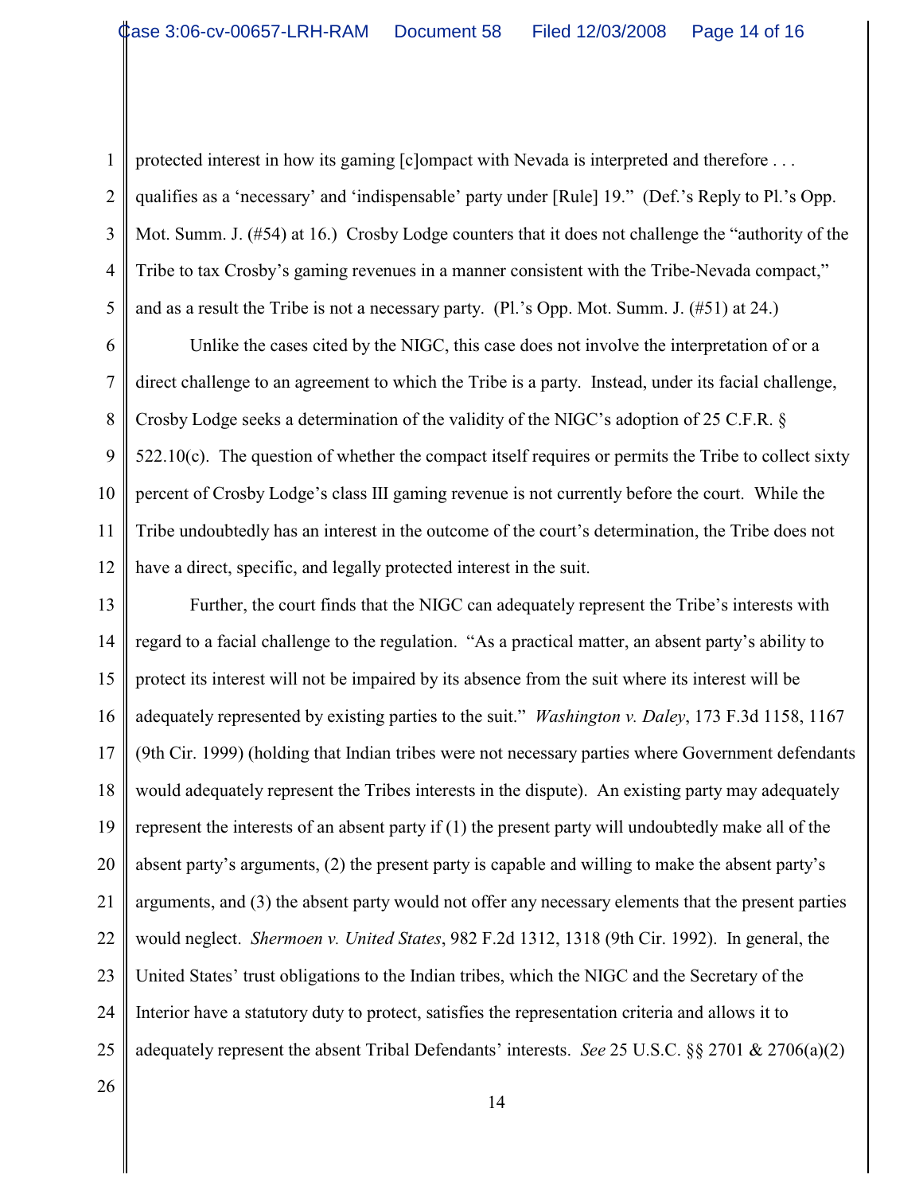protected interest in how its gaming [c]ompact with Nevada is interpreted and therefore . . . qualifies as a 'necessary' and 'indispensable' party under [Rule] 19." (Def.'s Reply to Pl.'s Opp. Mot. Summ. J. (#54) at 16.) Crosby Lodge counters that it does not challenge the "authority of the Tribe to tax Crosby's gaming revenues in a manner consistent with the Tribe-Nevada compact," and as a result the Tribe is not a necessary party. (Pl.'s Opp. Mot. Summ. J. (#51) at 24.)

Unlike the cases cited by the NIGC, this case does not involve the interpretation of or a direct challenge to an agreement to which the Tribe is a party. Instead, under its facial challenge, Crosby Lodge seeks a determination of the validity of the NIGC's adoption of 25 C.F.R. § 522.10(c). The question of whether the compact itself requires or permits the Tribe to collect sixty percent of Crosby Lodge's class III gaming revenue is not currently before the court. While the Tribe undoubtedly has an interest in the outcome of the court's determination, the Tribe does not have a direct, specific, and legally protected interest in the suit.

Further, the court finds that the NIGC can adequately represent the Tribe's interests with regard to a facial challenge to the regulation. "As a practical matter, an absent party's ability to protect its interest will not be impaired by its absence from the suit where its interest will be adequately represented by existing parties to the suit." *Washington v. Daley*, 173 F.3d 1158, 1167 (9th Cir. 1999) (holding that Indian tribes were not necessary parties where Government defendants would adequately represent the Tribes interests in the dispute). An existing party may adequately represent the interests of an absent party if (1) the present party will undoubtedly make all of the absent party's arguments, (2) the present party is capable and willing to make the absent party's arguments, and (3) the absent party would not offer any necessary elements that the present parties would neglect. *Shermoen v. United States*, 982 F.2d 1312, 1318 (9th Cir. 1992). In general, the United States' trust obligations to the Indian tribes, which the NIGC and the Secretary of the Interior have a statutory duty to protect, satisfies the representation criteria and allows it to adequately represent the absent Tribal Defendants' interests. *See* 25 U.S.C. §§ 2701 & 2706(a)(2)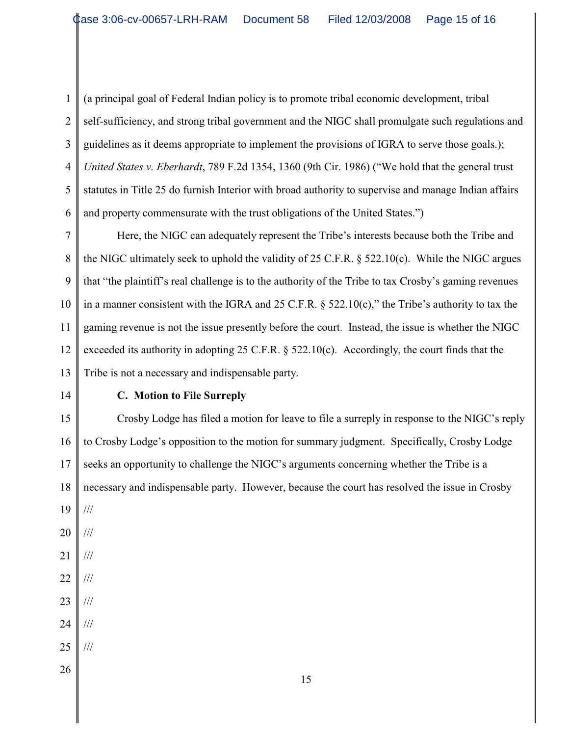(a principal goal of Federal Indian policy is to promote tribal economic development, tribal self-sufficiency, and strong tribal government and the NIGC shall promulgate such regulations and guidelines as it deems appropriate to implement the provisions of IGRA to serve those goals.); *United States v. Eberhardt*, 789 F.2d 1354, 1360 (9th Cir. 1986) ("We hold that the general trust statutes in Title 25 do furnish Interior with broad authority to supervise and manage Indian affairs and property commensurate with the trust obligations of the United States.")

Here, the NIGC can adequately represent the Tribe's interests because both the Tribe and the NIGC ultimately seek to uphold the validity of 25 C.F.R. § 522.10(c). While the NIGC argues that "the plaintiff's real challenge is to the authority of the Tribe to tax Crosby's gaming revenues in a manner consistent with the IGRA and 25 C.F.R. § 522.10(c)," the Tribe's authority to tax the gaming revenue is not the issue presently before the court. Instead, the issue is whether the NIGC exceeded its authority in adopting 25 C.F.R. § 522.10(c). Accordingly, the court finds that the Tribe is not a necessary and indispensable party.

**C. Motion to File Surreply**

Crosby Lodge has filed a motion for leave to file a surreply in response to the NIGC's reply to Crosby Lodge's opposition to the motion for summary judgment. Specifically, Crosby Lodge seeks an opportunity to challenge the NIGC's arguments concerning whether the Tribe is a necessary and indispensable party. However, because the court has resolved the issue in Crosby

///

///

///

///

///

///

///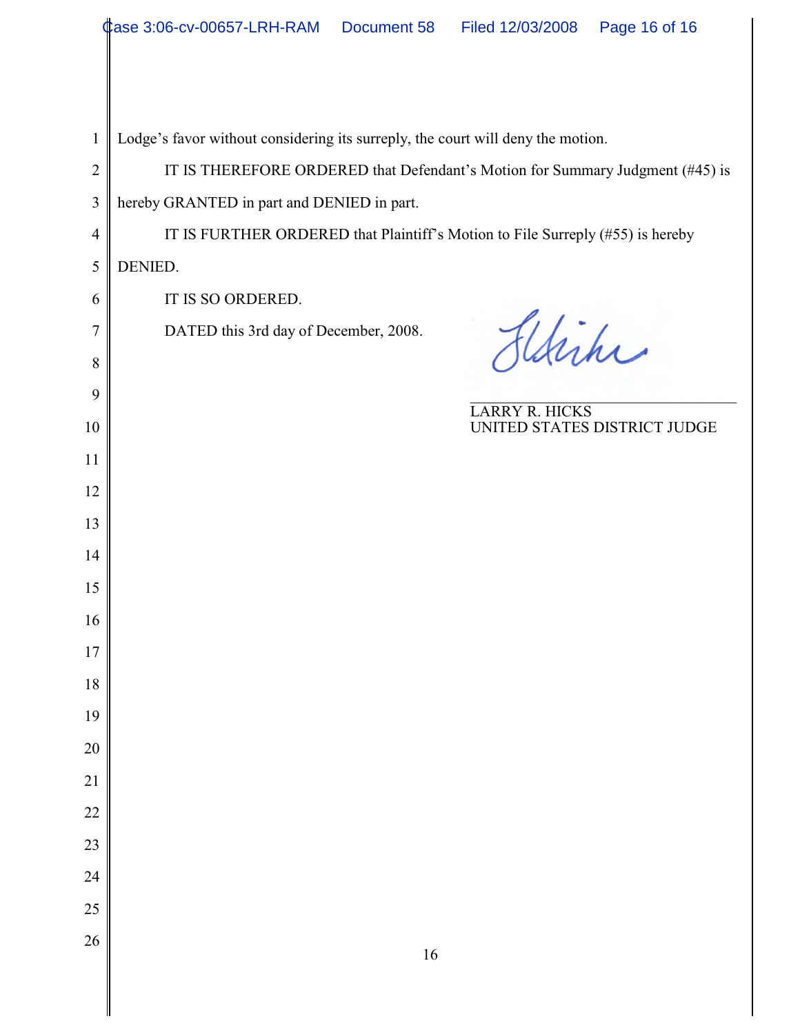Lodge's favor without considering its surreply, the court will deny the motion.

IT IS THEREFORE ORDERED that Defendant's Motion for Summary Judgment (#45) is hereby GRANTED in part and DENIED in part.

IT IS FURTHER ORDERED that Plaintiff's Motion to File Surreply (#55) is hereby DENIED.

IT IS SO ORDERED.

DATED this 3rd day of December, 2008.

LARRY R. HICKS
UNITED STATES DISTRICT JUDGE